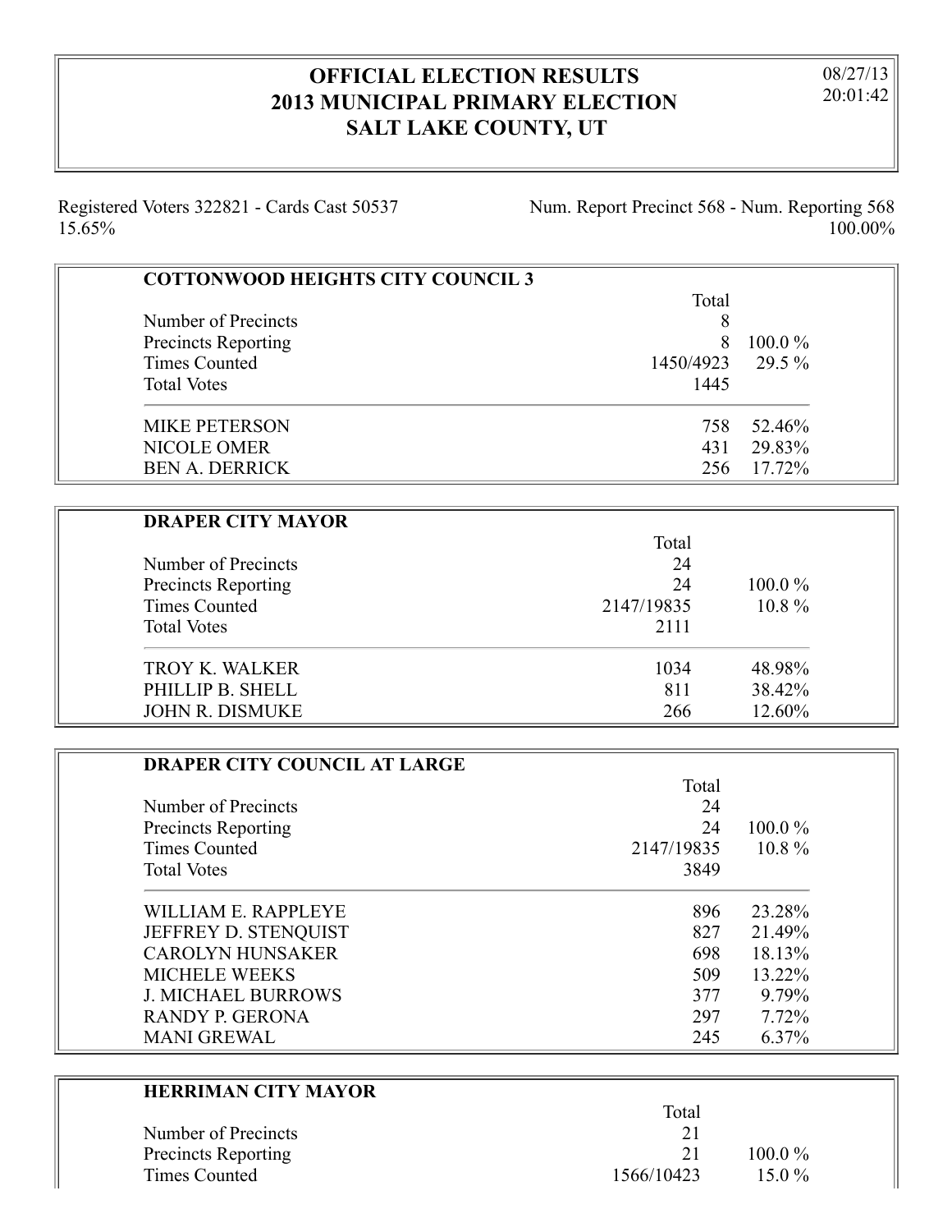# OFFICIAL ELECTION RESULTS
# 2013 MUNICIPAL PRIMARY ELECTION
# SALT LAKE COUNTY, UT

08/27/13
20:01:42

Registered Voters 322821 - Cards Cast 50537 15.65%

Num. Report Precinct 568 - Num. Reporting 568 100.00%

## COTTONWOOD HEIGHTS CITY COUNCIL 3

| | Total | |
|---|---|---|
| Number of Precincts | 8 | |
| Precincts Reporting | 8 | 100.0 % |
| Times Counted | 1450/4923 | 29.5 % |
| Total Votes | 1445 | |
| MIKE PETERSON | 758 | 52.46% |
| NICOLE OMER | 431 | 29.83% |
| BEN A. DERRICK | 256 | 17.72% |

## DRAPER CITY MAYOR

| | Total | |
|---|---|---|
| Number of Precincts | 24 | |
| Precincts Reporting | 24 | 100.0 % |
| Times Counted | 2147/19835 | 10.8 % |
| Total Votes | 2111 | |
| TROY K. WALKER | 1034 | 48.98% |
| PHILLIP B. SHELL | 811 | 38.42% |
| JOHN R. DISMUKE | 266 | 12.60% |

## DRAPER CITY COUNCIL AT LARGE

| | Total | |
|---|---|---|
| Number of Precincts | 24 | |
| Precincts Reporting | 24 | 100.0 % |
| Times Counted | 2147/19835 | 10.8 % |
| Total Votes | 3849 | |
| WILLIAM E. RAPPLEYE | 896 | 23.28% |
| JEFFREY D. STENQUIST | 827 | 21.49% |
| CAROLYN HUNSAKER | 698 | 18.13% |
| MICHELE WEEKS | 509 | 13.22% |
| J. MICHAEL BURROWS | 377 | 9.79% |
| RANDY P. GERONA | 297 | 7.72% |
| MANI GREWAL | 245 | 6.37% |

## HERRIMAN CITY MAYOR

| | Total | |
|---|---|---|
| Number of Precincts | 21 | |
| Precincts Reporting | 21 | 100.0 % |
| Times Counted | 1566/10423 | 15.0 % |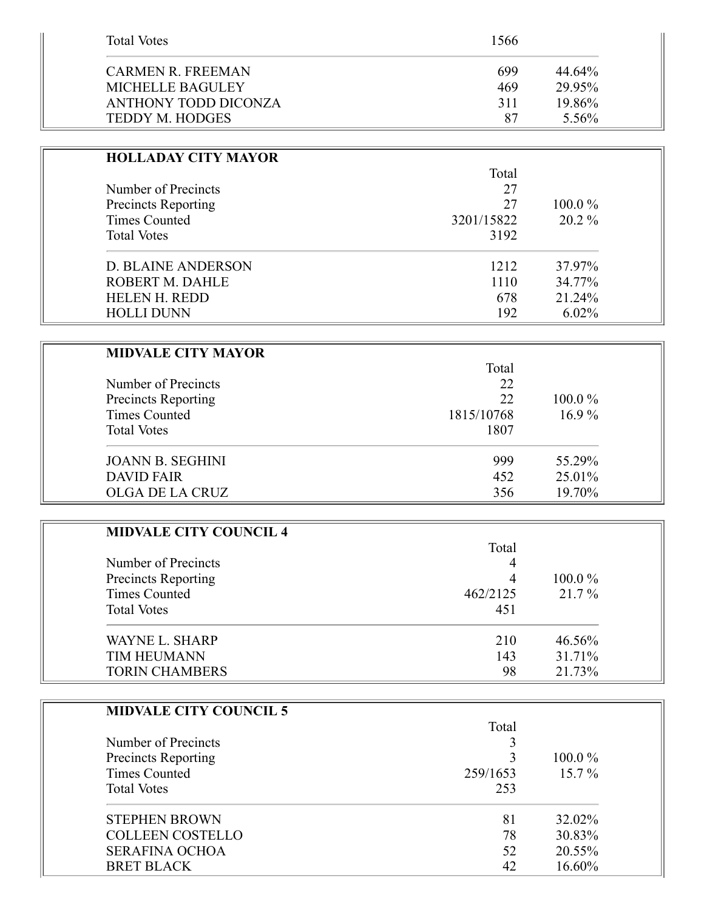| | | |
|---|---|---|
| Total Votes | 1566 | |
| CARMEN R. FREEMAN | 699 | 44.64% |
| MICHELLE BAGULEY | 469 | 29.95% |
| ANTHONY TODD DICONZA | 311 | 19.86% |
| TEDDY M. HODGES | 87 | 5.56% |

**HOLLADAY CITY MAYOR**

| | Total | |
|---|---|---|
| Number of Precincts | 27 | |
| Precincts Reporting | 27 | 100.0 % |
| Times Counted | 3201/15822 | 20.2 % |
| Total Votes | 3192 | |
| D. BLAINE ANDERSON | 1212 | 37.97% |
| ROBERT M. DAHLE | 1110 | 34.77% |
| HELEN H. REDD | 678 | 21.24% |
| HOLLI DUNN | 192 | 6.02% |

**MIDVALE CITY MAYOR**

| | Total | |
|---|---|---|
| Number of Precincts | 22 | |
| Precincts Reporting | 22 | 100.0 % |
| Times Counted | 1815/10768 | 16.9 % |
| Total Votes | 1807 | |
| JOANN B. SEGHINI | 999 | 55.29% |
| DAVID FAIR | 452 | 25.01% |
| OLGA DE LA CRUZ | 356 | 19.70% |

**MIDVALE CITY COUNCIL 4**

| | Total | |
|---|---|---|
| Number of Precincts | 4 | |
| Precincts Reporting | 4 | 100.0 % |
| Times Counted | 462/2125 | 21.7 % |
| Total Votes | 451 | |
| WAYNE L. SHARP | 210 | 46.56% |
| TIM HEUMANN | 143 | 31.71% |
| TORIN CHAMBERS | 98 | 21.73% |

**MIDVALE CITY COUNCIL 5**

| | Total | |
|---|---|---|
| Number of Precincts | 3 | |
| Precincts Reporting | 3 | 100.0 % |
| Times Counted | 259/1653 | 15.7 % |
| Total Votes | 253 | |
| STEPHEN BROWN | 81 | 32.02% |
| COLLEEN COSTELLO | 78 | 30.83% |
| SERAFINA OCHOA | 52 | 20.55% |
| BRET BLACK | 42 | 16.60% |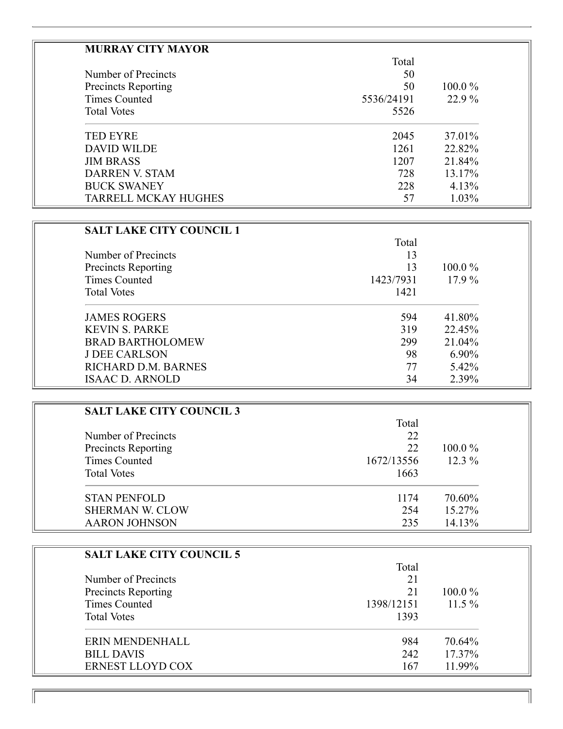## MURRAY CITY MAYOR

| | Total | |
|---|---|---|
| Number of Precincts | 50 | |
| Precincts Reporting | 50 | 100.0 % |
| Times Counted | 5536/24191 | 22.9 % |
| Total Votes | 5526 | |
| TED EYRE | 2045 | 37.01% |
| DAVID WILDE | 1261 | 22.82% |
| JIM BRASS | 1207 | 21.84% |
| DARREN V. STAM | 728 | 13.17% |
| BUCK SWANEY | 228 | 4.13% |
| TARRELL MCKAY HUGHES | 57 | 1.03% |

## SALT LAKE CITY COUNCIL 1

| | Total | |
|---|---|---|
| Number of Precincts | 13 | |
| Precincts Reporting | 13 | 100.0 % |
| Times Counted | 1423/7931 | 17.9 % |
| Total Votes | 1421 | |
| JAMES ROGERS | 594 | 41.80% |
| KEVIN S. PARKE | 319 | 22.45% |
| BRAD BARTHOLOMEW | 299 | 21.04% |
| J DEE CARLSON | 98 | 6.90% |
| RICHARD D.M. BARNES | 77 | 5.42% |
| ISAAC D. ARNOLD | 34 | 2.39% |

## SALT LAKE CITY COUNCIL 3

| | Total | |
|---|---|---|
| Number of Precincts | 22 | |
| Precincts Reporting | 22 | 100.0 % |
| Times Counted | 1672/13556 | 12.3 % |
| Total Votes | 1663 | |
| STAN PENFOLD | 1174 | 70.60% |
| SHERMAN W. CLOW | 254 | 15.27% |
| AARON JOHNSON | 235 | 14.13% |

## SALT LAKE CITY COUNCIL 5

| | Total | |
|---|---|---|
| Number of Precincts | 21 | |
| Precincts Reporting | 21 | 100.0 % |
| Times Counted | 1398/12151 | 11.5 % |
| Total Votes | 1393 | |
| ERIN MENDENHALL | 984 | 70.64% |
| BILL DAVIS | 242 | 17.37% |
| ERNEST LLOYD COX | 167 | 11.99% |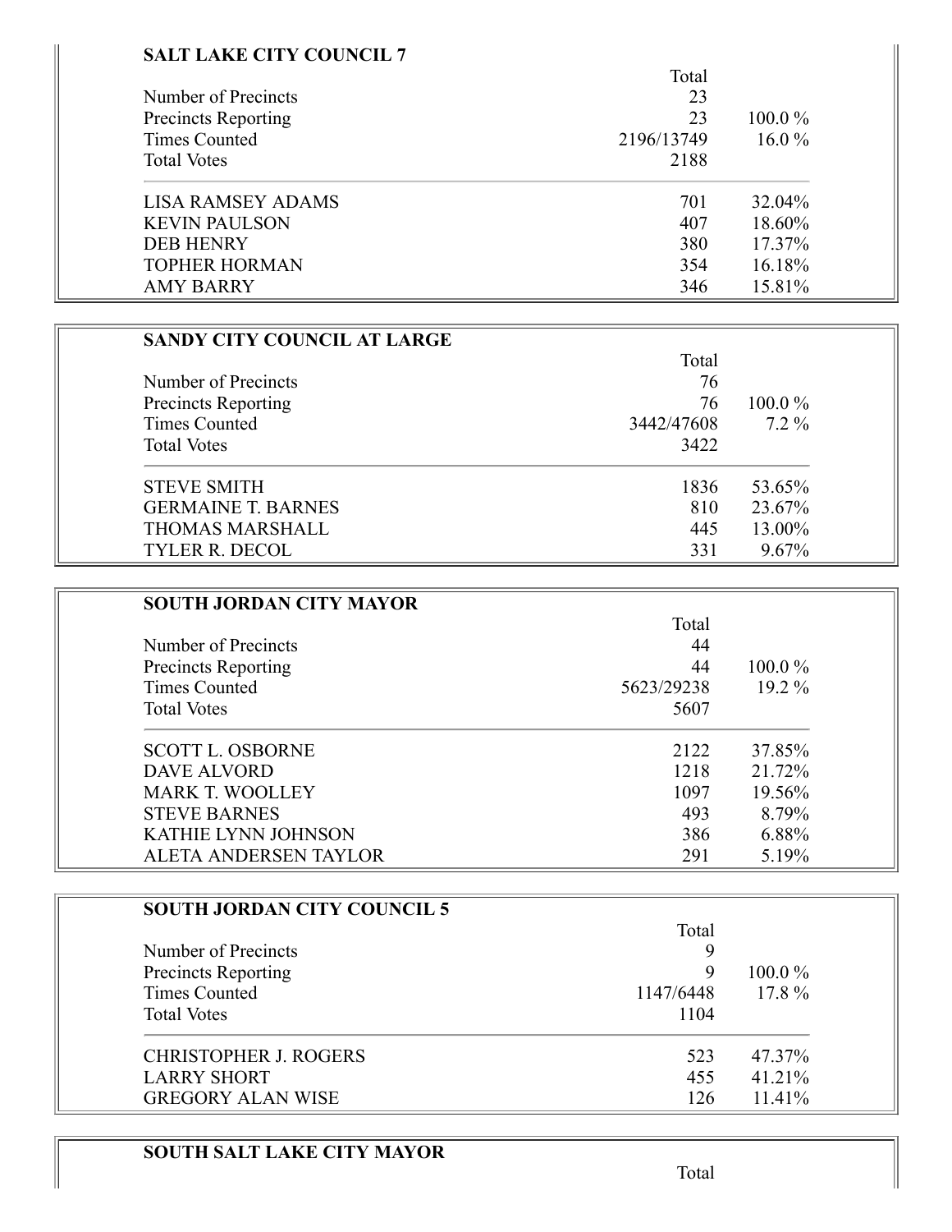## SALT LAKE CITY COUNCIL 7

| | Total | |
|---|---|---|
| Number of Precincts | 23 | |
| Precincts Reporting | 23 | 100.0 % |
| Times Counted | 2196/13749 | 16.0 % |
| Total Votes | 2188 | |
| LISA RAMSEY ADAMS | 701 | 32.04% |
| KEVIN PAULSON | 407 | 18.60% |
| DEB HENRY | 380 | 17.37% |
| TOPHER HORMAN | 354 | 16.18% |
| AMY BARRY | 346 | 15.81% |

## SANDY CITY COUNCIL AT LARGE

| | Total | |
|---|---|---|
| Number of Precincts | 76 | |
| Precincts Reporting | 76 | 100.0 % |
| Times Counted | 3442/47608 | 7.2 % |
| Total Votes | 3422 | |
| STEVE SMITH | 1836 | 53.65% |
| GERMAINE T. BARNES | 810 | 23.67% |
| THOMAS MARSHALL | 445 | 13.00% |
| TYLER R. DECOL | 331 | 9.67% |

## SOUTH JORDAN CITY MAYOR

| | Total | |
|---|---|---|
| Number of Precincts | 44 | |
| Precincts Reporting | 44 | 100.0 % |
| Times Counted | 5623/29238 | 19.2 % |
| Total Votes | 5607 | |
| SCOTT L. OSBORNE | 2122 | 37.85% |
| DAVE ALVORD | 1218 | 21.72% |
| MARK T. WOOLLEY | 1097 | 19.56% |
| STEVE BARNES | 493 | 8.79% |
| KATHIE LYNN JOHNSON | 386 | 6.88% |
| ALETA ANDERSEN TAYLOR | 291 | 5.19% |

## SOUTH JORDAN CITY COUNCIL 5

| | Total | |
|---|---|---|
| Number of Precincts | 9 | |
| Precincts Reporting | 9 | 100.0 % |
| Times Counted | 1147/6448 | 17.8 % |
| Total Votes | 1104 | |
| CHRISTOPHER J. ROGERS | 523 | 47.37% |
| LARRY SHORT | 455 | 41.21% |
| GREGORY ALAN WISE | 126 | 11.41% |

## SOUTH SALT LAKE CITY MAYOR

| | Total | |
|---|---|---|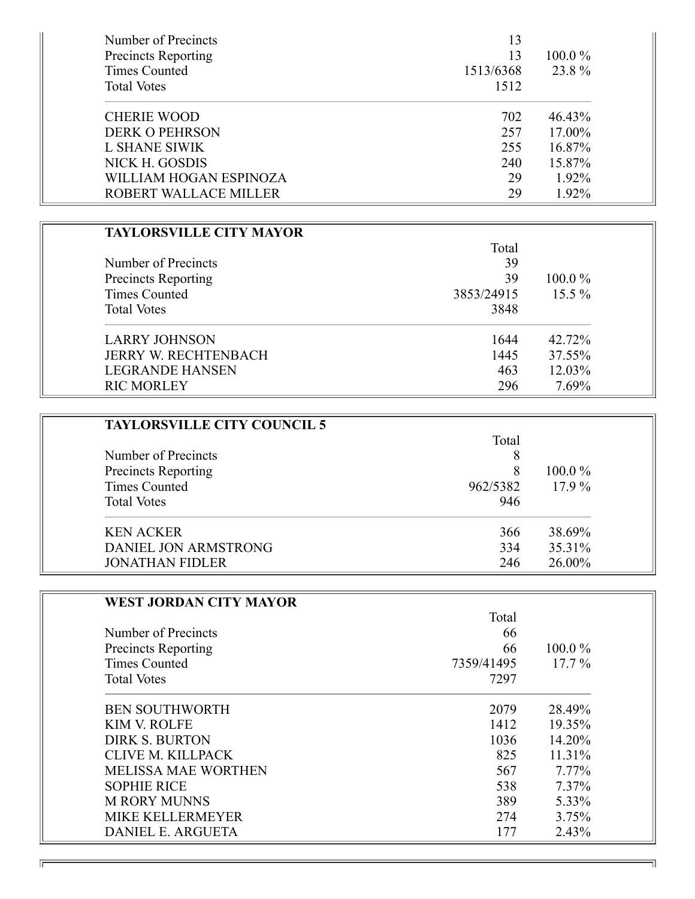| | | |
|---|---|---|
| Number of Precincts | 13 | |
| Precincts Reporting | 13 | 100.0 % |
| Times Counted | 1513/6368 | 23.8 % |
| Total Votes | 1512 | |
| CHERIE WOOD | 702 | 46.43% |
| DERK O PEHRSON | 257 | 17.00% |
| L SHANE SIWIK | 255 | 16.87% |
| NICK H. GOSDIS | 240 | 15.87% |
| WILLIAM HOGAN ESPINOZA | 29 | 1.92% |
| ROBERT WALLACE MILLER | 29 | 1.92% |

**TAYLORSVILLE CITY MAYOR**

| | Total | |
|---|---|---|
| Number of Precincts | 39 | |
| Precincts Reporting | 39 | 100.0 % |
| Times Counted | 3853/24915 | 15.5 % |
| Total Votes | 3848 | |
| LARRY JOHNSON | 1644 | 42.72% |
| JERRY W. RECHTENBACH | 1445 | 37.55% |
| LEGRANDE HANSEN | 463 | 12.03% |
| RIC MORLEY | 296 | 7.69% |

**TAYLORSVILLE CITY COUNCIL 5**

| | Total | |
|---|---|---|
| Number of Precincts | 8 | |
| Precincts Reporting | 8 | 100.0 % |
| Times Counted | 962/5382 | 17.9 % |
| Total Votes | 946 | |
| KEN ACKER | 366 | 38.69% |
| DANIEL JON ARMSTRONG | 334 | 35.31% |
| JONATHAN FIDLER | 246 | 26.00% |

**WEST JORDAN CITY MAYOR**

| | Total | |
|---|---|---|
| Number of Precincts | 66 | |
| Precincts Reporting | 66 | 100.0 % |
| Times Counted | 7359/41495 | 17.7 % |
| Total Votes | 7297 | |
| BEN SOUTHWORTH | 2079 | 28.49% |
| KIM V. ROLFE | 1412 | 19.35% |
| DIRK S. BURTON | 1036 | 14.20% |
| CLIVE M. KILLPACK | 825 | 11.31% |
| MELISSA MAE WORTHEN | 567 | 7.77% |
| SOPHIE RICE | 538 | 7.37% |
| M RORY MUNNS | 389 | 5.33% |
| MIKE KELLERMEYER | 274 | 3.75% |
| DANIEL E. ARGUETA | 177 | 2.43% |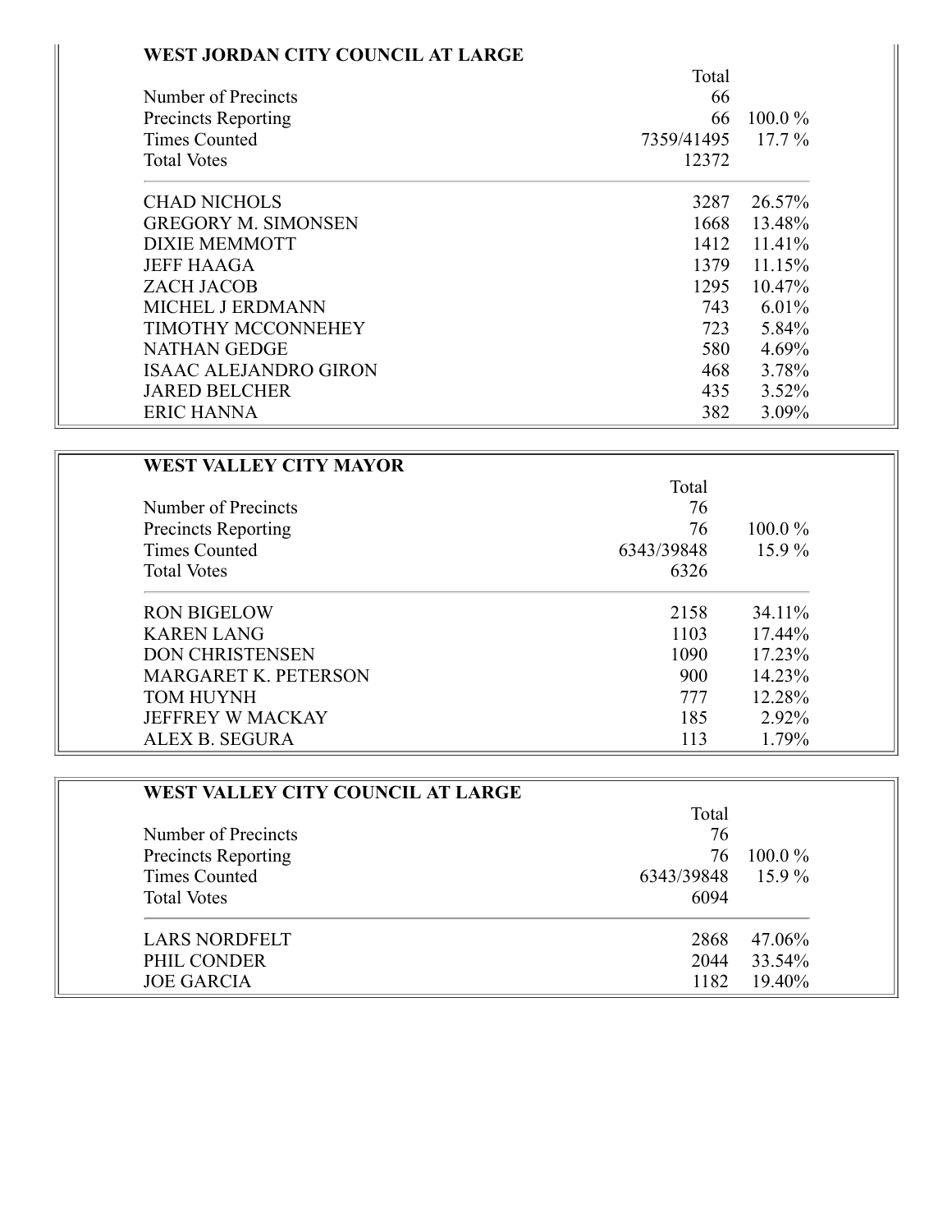## WEST JORDAN CITY COUNCIL AT LARGE

| | Total | |
|---|---|---|
| Number of Precincts | 66 | |
| Precincts Reporting | 66 | 100.0 % |
| Times Counted | 7359/41495 | 17.7 % |
| Total Votes | 12372 | |
| CHAD NICHOLS | 3287 | 26.57% |
| GREGORY M. SIMONSEN | 1668 | 13.48% |
| DIXIE MEMMOTT | 1412 | 11.41% |
| JEFF HAAGA | 1379 | 11.15% |
| ZACH JACOB | 1295 | 10.47% |
| MICHEL J ERDMANN | 743 | 6.01% |
| TIMOTHY MCCONNEHEY | 723 | 5.84% |
| NATHAN GEDGE | 580 | 4.69% |
| ISAAC ALEJANDRO GIRON | 468 | 3.78% |
| JARED BELCHER | 435 | 3.52% |
| ERIC HANNA | 382 | 3.09% |

## WEST VALLEY CITY MAYOR

| | Total | |
|---|---|---|
| Number of Precincts | 76 | |
| Precincts Reporting | 76 | 100.0 % |
| Times Counted | 6343/39848 | 15.9 % |
| Total Votes | 6326 | |
| RON BIGELOW | 2158 | 34.11% |
| KAREN LANG | 1103 | 17.44% |
| DON CHRISTENSEN | 1090 | 17.23% |
| MARGARET K. PETERSON | 900 | 14.23% |
| TOM HUYNH | 777 | 12.28% |
| JEFFREY W MACKAY | 185 | 2.92% |
| ALEX B. SEGURA | 113 | 1.79% |

## WEST VALLEY CITY COUNCIL AT LARGE

| | Total | |
|---|---|---|
| Number of Precincts | 76 | |
| Precincts Reporting | 76 | 100.0 % |
| Times Counted | 6343/39848 | 15.9 % |
| Total Votes | 6094 | |
| LARS NORDFELT | 2868 | 47.06% |
| PHIL CONDER | 2044 | 33.54% |
| JOE GARCIA | 1182 | 19.40% |